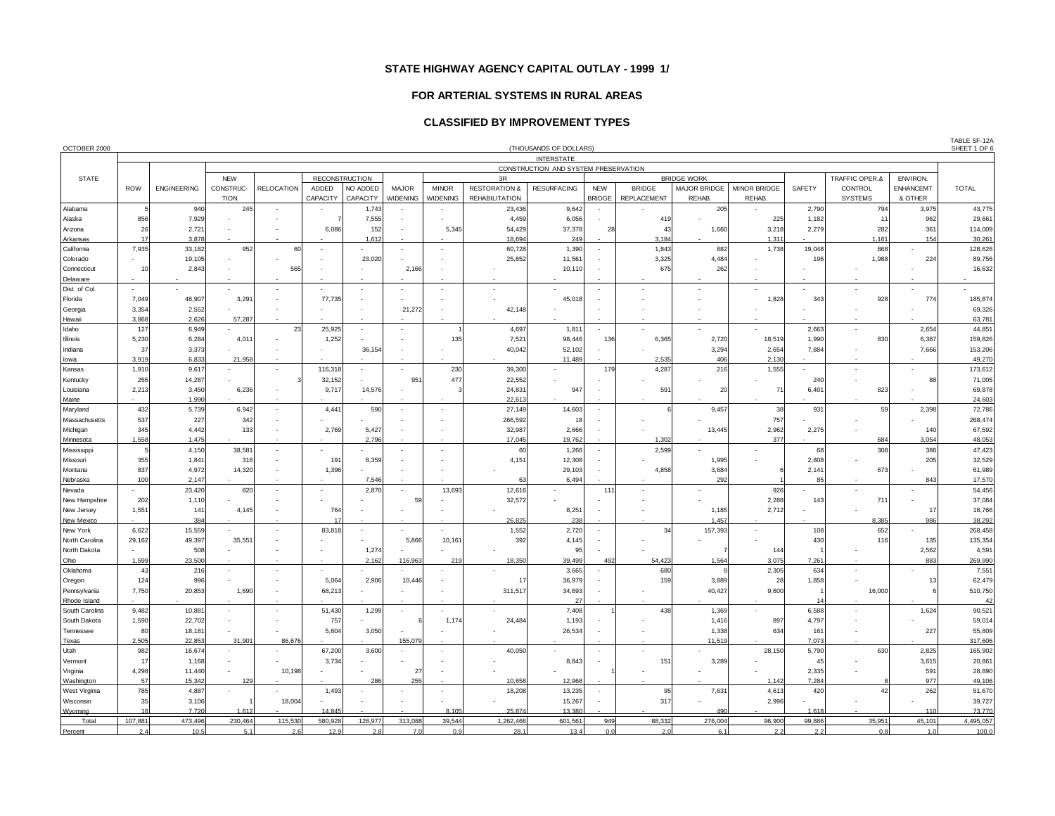# STATE HIGHWAY AGENCY CAPITAL OUTLAY - 1999 1/

## FOR ARTERIAL SYSTEMS IN RURAL AREAS

## CLASSIFIED BY IMPROVEMENT TYPES

OCTOBER 2000 | (THOUSANDS OF DOLLARS) | TABLE SF-12A SHEET 1 OF 6

| STATE | INTERSTATE | | | | | | | | | | | | | | | | | | |
|---|---|---|---|---|---|---|---|---|---|---|---|---|---|---|---|---|---|---|---|
| | | | CONSTRUCTION AND SYSTEM PRESERVATION | | | | | | | | | | | | | | | | |
| | ROW | ENGINEERING | NEW CONSTRUCTION | RELOCATION | RECONSTRUCTION ADDED CAPACITY | RECONSTRUCTION NO ADDED CAPACITY | MAJOR WIDENING | 3R MINOR WIDENING | 3R RESTORATION & REHABILITATION | 3R RESURFACING | BRIDGE WORK NEW BRIDGE | BRIDGE WORK BRIDGE REPLACEMENT | BRIDGE WORK MAJOR BRIDGE REHAB. | BRIDGE WORK MINOR BRIDGE REHAB. | SAFETY | TRAFFIC OPER.& CONTROL SYSTEMS | ENVIRON. ENHANCEMT & OTHER | TOTAL |
| Alabama | 5 | 940 | 245 | - | - | 1,743 | - | - | 23,436 | 9,642 | - | - | 205 | - | 2,790 | 794 | 3,975 | 43,775 |
| Alaska | 856 | 7,929 | - | - | 7 | 7,555 | - | - | 4,459 | 6,056 | - | 419 | - | 225 | 1,182 | 11 | 962 | 29,661 |
| Arizona | 26 | 2,721 | - | - | 6,086 | 152 | - | 5,345 | 54,429 | 37,378 | 28 | 43 | 1,660 | 3,218 | 2,279 | 282 | 361 | 114,009 |
| Arkansas | 17 | 3,878 | - | - | - | 1,612 | - | - | 18,694 | 249 | - | 3,184 | - | 1,311 | - | 1,161 | 154 | 30,261 |
| California | 7,935 | 33,182 | 952 | 60 | - | - | - | - | 60,728 | 1,390 | - | 1,843 | 882 | 1,738 | 19,048 | 868 | - | 128,626 |
| Colorado | - | 19,105 | - | - | - | 23,020 | - | - | 25,852 | 11,561 | - | 3,325 | 4,484 | - | 196 | 1,988 | 224 | 89,756 |
| Connecticut | 10 | 2,843 | - | 565 | - | - | 2,166 | - | - | 10,110 | - | 675 | 262 | - | - | - | - | 16,632 |
| Delaware | - | - | - | - | - | - | - | - | - | - | - | - | - | - | - | - | - | - |
| Dist. of Col. | - | - | - | - | - | - | - | - | - | - | - | - | - | - | - | - | - | - |
| Florida | 7,049 | 48,907 | 3,291 | - | 77,735 | - | - | - | - | 45,018 | - | - | - | 1,828 | 343 | 928 | 774 | 185,874 |
| Georgia | 3,354 | 2,552 | - | - | - | - | 21,272 | - | 42,148 | - | - | - | - | - | - | - | - | 69,326 |
| Hawaii | 3,868 | 2,626 | 57,287 | - | - | - | - | - | - | - | - | - | - | - | - | - | - | 63,781 |
| Idaho | 127 | 6,949 | - | 23 | 25,925 | - | - | 1 | 4,697 | 1,811 | - | - | - | - | 2,663 | - | 2,654 | 44,851 |
| Illinois | 5,230 | 6,284 | 4,011 | - | 1,252 | - | - | 135 | 7,521 | 98,446 | 136 | 6,365 | 2,720 | 18,519 | 1,990 | 830 | 6,387 | 159,826 |
| Indiana | 37 | 3,373 | - | - | - | 36,154 | - | - | 40,042 | 52,102 | - | - | 3,294 | 2,654 | 7,884 | - | 7,666 | 153,206 |
| Iowa | 3,919 | 6,833 | 21,958 | - | - | - | - | - | - | 11,489 | - | 2,535 | 406 | 2,130 | - | - | - | 49,270 |
| Kansas | 1,910 | 9,617 | - | - | 116,318 | - | - | 230 | 39,300 | - | 179 | 4,287 | 216 | 1,555 | - | - | - | 173,612 |
| Kentucky | 255 | 14,287 | - | 3 | 32,152 | - | 951 | 477 | 22,552 | - | - | - | - | - | 240 | - | 88 | 71,005 |
| Louisiana | 2,213 | 3,450 | 6,236 | - | 9,717 | 14,576 | - | 3 | 24,831 | 947 | - | 591 | 20 | 71 | 6,401 | 823 | - | 69,878 |
| Maine | - | 1,990 | - | - | - | - | - | - | 22,613 | - | - | - | - | - | - | - | - | 24,603 |
| Maryland | 432 | 5,739 | 6,942 | - | 4,441 | 590 | - | - | 27,149 | 14,603 | - | 6 | 9,457 | 38 | 931 | 59 | 2,398 | 72,786 |
| Massachusetts | 537 | 227 | 342 | - | - | - | - | - | 266,592 | 18 | - | - | - | 757 | - | - | - | 268,474 |
| Michigan | 345 | 4,442 | 133 | - | 2,769 | 5,427 | - | - | 32,987 | 2,666 | - | - | 13,445 | 2,962 | 2,275 | - | 140 | 67,592 |
| Minnesota | 1,558 | 1,475 | - | - | - | 2,796 | - | - | 17,045 | 19,762 | - | 1,302 | - | 377 | - | 684 | 3,054 | 48,053 |
| Mississippi | 5 | 4,150 | 38,581 | - | - | - | - | - | 60 | 1,266 | - | 2,599 | - | - | 68 | 308 | 386 | 47,423 |
| Missouri | 355 | 1,841 | 316 | - | 191 | 8,359 | - | - | 4,151 | 12,308 | - | - | 1,995 | - | 2,808 | - | 205 | 32,529 |
| Montana | 837 | 4,972 | 14,320 | - | 1,396 | - | - | - | - | 29,103 | - | 4,858 | 3,684 | 6 | 2,141 | 673 | - | 61,989 |
| Nebraska | 100 | 2,147 | - | - | - | 7,546 | - | - | 63 | 6,494 | - | - | 292 | 1 | 85 | - | 843 | 17,570 |
| Nevada | - | 23,420 | 820 | - | - | 2,870 | - | 13,693 | 12,616 | - | 111 | - | - | 926 | - | - | - | 54,456 |
| New Hampshire | 202 | 1,110 | - | - | - | - | 59 | - | 32,572 | - | - | - | - | 2,288 | 143 | 711 | - | 37,084 |
| New Jersey | 1,551 | 141 | 4,145 | - | 764 | - | - | - | - | 8,251 | - | - | 1,185 | 2,712 | - | - | 17 | 18,766 |
| New Mexico | - | 384 | - | - | 17 | - | - | - | 26,825 | 238 | - | - | 1,457 | - | - | 8,385 | 986 | 38,292 |
| New York | 6,622 | 15,559 | - | - | 83,818 | - | - | - | 1,552 | 2,720 | - | 34 | 157,393 | - | 108 | 652 | - | 268,458 |
| North Carolina | 29,162 | 49,397 | 35,551 | - | - | - | 5,866 | 10,161 | 392 | 4,145 | - | - | - | - | 430 | 116 | 135 | 135,354 |
| North Dakota | - | 508 | - | - | - | 1,274 | - | - | - | 95 | - | - | 7 | 144 | 1 | - | 2,562 | 4,591 |
| Ohio | 1,599 | 23,500 | - | - | - | 2,162 | 116,963 | 219 | 18,350 | 39,499 | 492 | 54,423 | 1,564 | 3,075 | 7,261 | - | 883 | 269,990 |
| Oklahoma | 43 | 216 | - | - | - | - | - | - | - | 3,665 | - | 680 | 9 | 2,305 | 634 | - | - | 7,551 |
| Oregon | 124 | 996 | - | - | 5,064 | 2,906 | 10,446 | - | 17 | 36,979 | - | 159 | 3,889 | 28 | 1,858 | - | 13 | 62,479 |
| Pennsylvania | 7,750 | 20,853 | 1,690 | - | 68,213 | - | - | - | 311,517 | 34,693 | - | - | 40,427 | 9,600 | 1 | 16,000 | 6 | 510,750 |
| Rhode Island | - | - | - | - | - | - | - | - | - | 27 | - | - | - | - | 14 | - | - | 42 |
| South Carolina | 9,482 | 10,881 | - | - | 51,430 | 1,299 | - | - | - | 7,408 | 1 | 438 | 1,369 | - | 6,588 | - | 1,624 | 90,521 |
| South Dakota | 1,590 | 22,702 | - | - | 757 | - | 6 | 1,174 | 24,484 | 1,193 | - | - | 1,416 | 897 | 4,797 | - | - | 59,014 |
| Tennessee | 80 | 18,181 | - | - | 5,604 | 3,050 | - | - | - | 26,534 | - | - | 1,338 | 634 | 161 | - | 227 | 55,809 |
| Texas | 2,505 | 22,853 | 31,901 | 86,676 | - | - | 155,079 | - | - | - | - | - | 11,519 | - | 7,073 | - | - | 317,606 |
| Utah | 982 | 16,674 | - | - | 67,200 | 3,600 | - | - | 40,050 | - | - | - | - | 28,150 | 5,790 | 630 | 2,825 | 165,902 |
| Vermont | 17 | 1,168 | - | - | 3,734 | - | - | - | - | 8,843 | - | 151 | 3,289 | - | 45 | - | 3,615 | 20,861 |
| Virginia | 4,298 | 11,440 | - | 10,198 | - | - | 27 | - | - | - | 1 | - | - | - | 2,335 | - | 591 | 28,890 |
| Washington | 57 | 15,342 | 129 | - | - | 286 | 255 | - | 10,658 | 12,968 | - | - | - | 1,142 | 7,284 | 8 | 977 | 49,106 |
| West Virginia | 785 | 4,887 | - | - | 1,493 | - | - | - | 18,208 | 13,235 | - | 95 | 7,631 | 4,613 | 420 | 42 | 262 | 51,670 |
| Wisconsin | 35 | 3,106 | 1 | 18,004 | - | - | - | - | - | 15,267 | - | 317 | - | 2,996 | - | - | - | 39,727 |
| Wyoming | 16 | 7,720 | 1,612 | - | 14,845 | - | - | 8,105 | 25,874 | 13,380 | - | - | 490 | - | 1,618 | - | 110 | 73,770 |
| Total | 107,881 | 473,496 | 230,464 | 115,530 | 580,928 | 126,977 | 313,088 | 39,544 | 1,262,466 | 601,561 | 949 | 88,332 | 276,004 | 96,900 | 99,886 | 35,951 | 45,101 | 4,495,057 |
| Percent | 2.4 | 10.5 | 5.1 | 2.6 | 12.9 | 2.8 | 7.0 | 0.9 | 28.1 | 13.4 | 0.0 | 2.0 | 6.1 | 2.2 | 2.2 | 0.8 | 1.0 | 100.0 |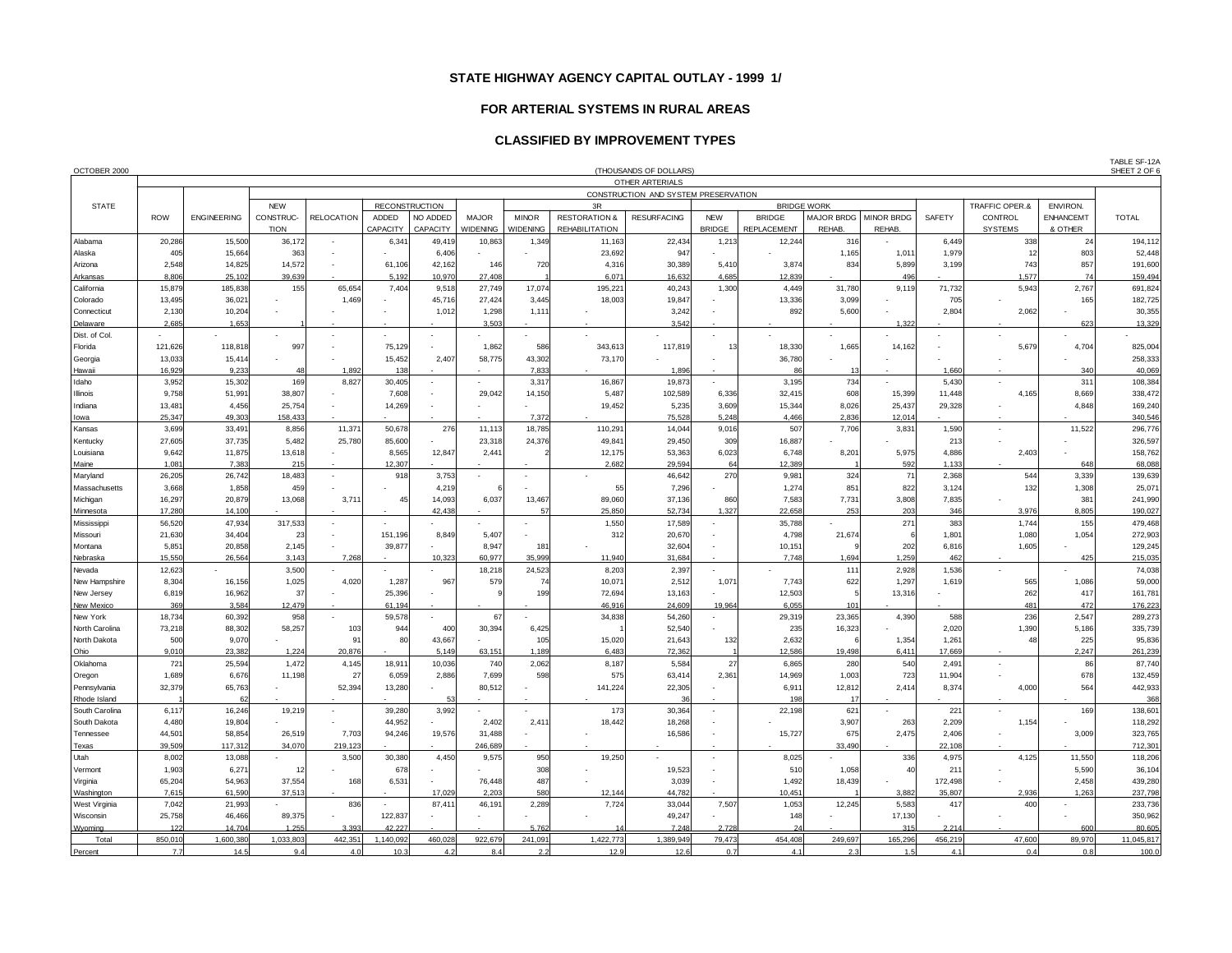# STATE HIGHWAY AGENCY CAPITAL OUTLAY - 1999 1/

## FOR ARTERIAL SYSTEMS IN RURAL AREAS

### CLASSIFIED BY IMPROVEMENT TYPES

OCTOBER 2000

(THOUSANDS OF DOLLARS)

TABLE SF-12A
SHEET 2 OF 6

| STATE | OTHER ARTERIALS | | | | | | | | | | | | | | | | | |
|---|---|---|---|---|---|---|---|---|---|---|---|---|---|---|---|---|---|---|
| | | | CONSTRUCTION AND SYSTEM PRESERVATION | | | | | | | | | | | | | | | |
| | ROW | ENGINEERING | NEW CONSTRUCTION | RELOCATION | RECONSTRUCTION | | MAJOR WIDENING | 3R | | | BRIDGE WORK | | | | SAFETY | TRAFFIC OPER.& CONTROL SYSTEMS | ENVIRON. ENHANCEMT & OTHER | TOTAL |
| | | | | | ADDED CAPACITY | NO ADDED CAPACITY | | MINOR WIDENING | RESTORATION & REHABILITATION | RESURFACING | NEW BRIDGE | BRIDGE REPLACEMENT | MAJOR BRDG REHAB. | MINOR BRDG REHAB. | | | | |
| Alabama | 20,286 | 15,500 | 36,172 | - | 6,341 | 49,419 | 10,863 | 1,349 | 11,163 | 22,434 | 1,213 | 12,244 | 316 | - | 6,449 | 338 | 24 | 194,112 |
| Alaska | 405 | 15,664 | 363 | - | - | 6,406 | - | - | 23,692 | 947 | - | - | 1,165 | 1,011 | 1,979 | 12 | 803 | 52,448 |
| Arizona | 2,548 | 14,825 | 14,572 | - | 61,106 | 42,162 | 146 | 720 | 4,316 | 30,389 | 5,410 | 3,874 | 834 | 5,899 | 3,199 | 743 | 857 | 191,600 |
| Arkansas | 8,806 | 25,102 | 39,639 | - | 5,192 | 10,970 | 27,408 | 1 | 6,071 | 16,632 | 4,685 | 12,839 | - | 496 | - | 1,577 | 74 | 159,494 |
| California | 15,879 | 185,838 | 155 | 65,654 | 7,404 | 9,518 | 27,749 | 17,074 | 195,221 | 40,243 | 1,300 | 4,449 | 31,780 | 9,119 | 71,732 | 5,943 | 2,767 | 691,824 |
| Colorado | 13,495 | 36,021 | - | 1,469 | - | 45,716 | 27,424 | 3,445 | 18,003 | 19,847 | - | 13,336 | 3,099 | - | 705 | - | 165 | 182,725 |
| Connecticut | 2,130 | 10,204 | - | - | - | 1,012 | 1,298 | 1,111 | - | 3,242 | - | 892 | 5,600 | - | 2,804 | 2,062 | - | 30,355 |
| Delaware | 2,685 | 1,653 | 1 | - | - | - | 3,503 | - | - | 3,542 | - | - | - | 1,322 | - | - | 623 | 13,329 |
| Dist. of Col. | - | - | - | - | - | - | - | - | - | - | - | - | - | - | - | - | - | - |
| Florida | 121,626 | 118,818 | 997 | - | 75,129 | - | 1,862 | 586 | 343,613 | 117,819 | 13 | 18,330 | 1,665 | 14,162 | - | 5,679 | 4,704 | 825,004 |
| Georgia | 13,033 | 15,414 | - | - | 15,452 | 2,407 | 58,775 | 43,302 | 73,170 | - | - | 36,780 | - | - | - | - | - | 258,333 |
| Hawaii | 16,929 | 9,233 | 48 | 1,892 | 138 | - | - | 7,833 | - | 1,896 | - | 86 | 13 | - | 1,660 | - | 340 | 40,069 |
| Idaho | 3,952 | 15,302 | 169 | 8,827 | 30,405 | - | - | 3,317 | 16,867 | 19,873 | - | 3,195 | 734 | - | 5,430 | - | 311 | 108,384 |
| Illinois | 9,758 | 51,991 | 38,807 | - | 7,608 | - | 29,042 | 14,150 | 5,487 | 102,589 | 6,336 | 32,415 | 608 | 15,399 | 11,448 | 4,165 | 8,669 | 338,472 |
| Indiana | 13,481 | 4,456 | 25,754 | - | 14,269 | - | - | - | 19,452 | 5,235 | 3,609 | 15,344 | 8,026 | 25,437 | 29,328 | - | 4,848 | 169,240 |
| Iowa | 25,347 | 49,303 | 158,433 | - | - | - | - | 7,372 | - | 75,528 | 5,248 | 4,466 | 2,836 | 12,014 | - | - | - | 340,546 |
| Kansas | 3,699 | 33,491 | 8,856 | 11,371 | 50,678 | 276 | 11,113 | 18,785 | 110,291 | 14,044 | 9,016 | 507 | 7,706 | 3,831 | 1,590 | - | 11,522 | 296,776 |
| Kentucky | 27,605 | 37,735 | 5,482 | 25,780 | 85,600 | - | 23,318 | 24,376 | 49,841 | 29,450 | 309 | 16,887 | - | - | 213 | - | - | 326,597 |
| Louisiana | 9,642 | 11,875 | 13,618 | - | 8,565 | 12,847 | 2,441 | 2 | 12,175 | 53,363 | 6,023 | 6,748 | 8,201 | 5,975 | 4,886 | 2,403 | - | 158,762 |
| Maine | 1,081 | 7,383 | 215 | - | 12,307 | - | - | - | 2,682 | 29,594 | 64 | 12,389 | 1 | 592 | 1,133 | - | 623 | 68,088 |
| Maryland | 26,205 | 26,742 | 18,483 | - | 918 | 3,753 | - | - | - | 46,642 | 270 | 9,981 | 324 | 71 | 2,368 | 544 | 3,339 | 139,639 |
| Massachusetts | 3,668 | 1,858 | 459 | - | - | 4,219 | 6 | - | 55 | 7,296 | - | 1,274 | 851 | 822 | 3,124 | 132 | 1,308 | 25,071 |
| Michigan | 16,297 | 20,879 | 13,068 | 3,711 | 45 | 14,093 | 6,037 | 13,467 | 89,060 | 37,136 | 860 | 7,583 | 7,731 | 3,808 | 7,835 | - | 381 | 241,990 |
| Minnesota | 17,280 | 14,100 | - | - | - | 42,438 | - | 57 | 25,850 | 52,734 | 1,327 | 22,658 | 253 | 203 | 346 | 3,976 | 8,805 | 190,027 |
| Mississippi | 56,520 | 47,934 | 317,533 | - | - | - | - | - | 1,550 | 17,589 | - | 35,788 | - | 271 | 383 | 1,744 | 155 | 479,468 |
| Missouri | 21,630 | 34,404 | 23 | - | 151,196 | 8,849 | 5,407 | - | 312 | 20,670 | - | 4,798 | 21,674 | 6 | 1,801 | 1,080 | 1,054 | 272,903 |
| Montana | 5,851 | 20,858 | 2,145 | - | 39,877 | - | 8,947 | 181 | - | 32,604 | - | 10,151 | 9 | 202 | 6,816 | 1,605 | - | 129,245 |
| Nebraska | 15,550 | 26,564 | 3,143 | 7,268 | - | 10,323 | 60,977 | 35,999 | 11,940 | 31,684 | - | 7,748 | 1,694 | 1,259 | 462 | - | 425 | 215,035 |
| Nevada | 12,623 | - | 3,500 | - | - | - | 18,218 | 24,523 | 8,203 | 2,397 | - | - | 111 | 2,928 | 1,536 | - | - | 74,038 |
| New Hampshire | 8,304 | 16,156 | 1,025 | 4,020 | 1,287 | 967 | 579 | 74 | 10,071 | 2,512 | 1,071 | 7,743 | 622 | 1,297 | 1,619 | 565 | 1,086 | 59,000 |
| New Jersey | 6,819 | 16,962 | 37 | - | 25,396 | - | 9 | 199 | 72,694 | 13,163 | - | 12,503 | 5 | 13,316 | - | 262 | 417 | 161,781 |
| New Mexico | 369 | 3,584 | 12,479 | - | 61,194 | - | - | - | 46,916 | 24,609 | 19,964 | 6,055 | 101 | - | - | 481 | 472 | 176,223 |
| New York | 18,734 | 60,392 | 958 | - | 59,578 | - | 67 | - | 34,838 | 54,260 | - | 29,319 | 23,365 | 4,390 | 588 | 236 | 2,547 | 289,273 |
| North Carolina | 73,218 | 88,302 | 58,257 | 103 | 944 | 400 | 30,394 | 6,425 | 1 | 52,540 | - | 235 | 16,323 | - | 2,020 | 1,390 | 5,186 | 335,739 |
| North Dakota | 500 | 9,070 | - | 91 | 80 | 43,667 | - | 105 | 15,020 | 21,643 | 132 | 2,632 | 6 | 1,354 | 1,261 | 48 | 225 | 95,836 |
| Ohio | 9,010 | 23,382 | 1,224 | 20,876 | - | 5,149 | 63,151 | 1,189 | 6,483 | 72,362 | - | 12,586 | 19,498 | 6,411 | 17,669 | - | 2,247 | 261,239 |
| Oklahoma | 721 | 25,594 | 1,472 | 4,145 | 18,911 | 10,036 | 740 | 2,062 | 8,187 | 5,584 | 27 | 6,865 | 280 | 540 | 2,491 | - | 86 | 87,740 |
| Oregon | 1,689 | 6,676 | 11,198 | 27 | 6,059 | 2,886 | 7,699 | 598 | 575 | 63,414 | 2,361 | 14,969 | 1,003 | 723 | 11,904 | - | 678 | 132,459 |
| Pennsylvania | 32,379 | 65,763 | - | 52,394 | 13,280 | - | 80,512 | - | 141,224 | 22,305 | - | 6,911 | 12,812 | 2,414 | 8,374 | 4,000 | 564 | 442,933 |
| Rhode Island | 1 | 62 | - | - | - | 53 | - | - | - | 36 | - | 198 | 17 | - | - | - | - | 368 |
| South Carolina | 6,117 | 16,246 | 19,219 | - | 39,280 | 3,992 | - | - | 173 | 30,364 | - | 22,198 | 621 | - | 221 | - | 169 | 138,601 |
| South Dakota | 4,480 | 19,804 | - | - | 44,952 | - | 2,402 | 2,411 | 18,442 | 18,268 | - | - | 3,907 | 263 | 2,209 | 1,154 | - | 118,292 |
| Tennessee | 44,501 | 58,854 | 26,519 | 7,703 | 94,246 | 19,576 | 31,488 | - | - | 16,586 | - | 15,727 | 675 | 2,475 | 2,406 | - | 3,009 | 323,765 |
| Texas | 39,509 | 117,312 | 34,070 | 219,123 | - | - | 246,689 | - | - | - | - | - | 33,490 | - | 22,108 | - | - | 712,301 |
| Utah | 8,002 | 13,088 | - | 3,500 | 30,380 | 4,450 | 9,575 | 950 | 19,250 | - | - | 8,025 | - | 336 | 4,975 | 4,125 | 11,550 | 118,206 |
| Vermont | 1,903 | 6,271 | 12 | - | 678 | - | - | 308 | - | 19,523 | - | 510 | 1,058 | 40 | 211 | - | 5,590 | 36,104 |
| Virginia | 65,204 | 54,963 | 37,554 | 168 | 6,531 | - | 76,448 | 487 | - | 3,039 | - | 1,492 | 18,439 | - | 172,498 | - | 2,458 | 439,280 |
| Washington | 7,615 | 61,590 | 37,513 | - | - | 17,029 | 2,203 | 580 | 12,144 | 44,782 | - | 10,451 | 1 | 3,882 | 35,807 | 2,936 | 1,263 | 237,798 |
| West Virginia | 7,042 | 21,993 | - | 836 | - | 87,411 | 46,191 | 2,289 | 7,724 | 33,044 | 7,507 | 1,053 | 12,245 | 5,583 | 417 | 400 | - | 233,736 |
| Wisconsin | 25,758 | 46,466 | 89,375 | - | 122,837 | - | - | - | - | 49,247 | - | 148 | - | 17,130 | - | - | - | 350,962 |
| Wyoming | 122 | 14,704 | 1,255 | 3,393 | 42,227 | - | - | 5,762 | 14 | 7,248 | 2,728 | 24 | - | 315 | 2,214 | - | 600 | 80,605 |
| Total | 850,010 | 1,600,380 | 1,033,803 | 442,351 | 1,140,092 | 460,028 | 922,679 | 241,091 | 1,422,773 | 1,389,949 | 79,473 | 454,408 | 249,697 | 165,296 | 456,219 | 47,600 | 89,970 | 11,045,817 |
| Percent | 7.7 | 14.5 | 9.4 | 4.0 | 10.3 | 4.2 | 8.4 | 2.2 | 12.9 | 12.6 | 0.7 | 4.1 | 2.3 | 1.5 | 4.1 | 0.4 | 0.8 | 100.0 |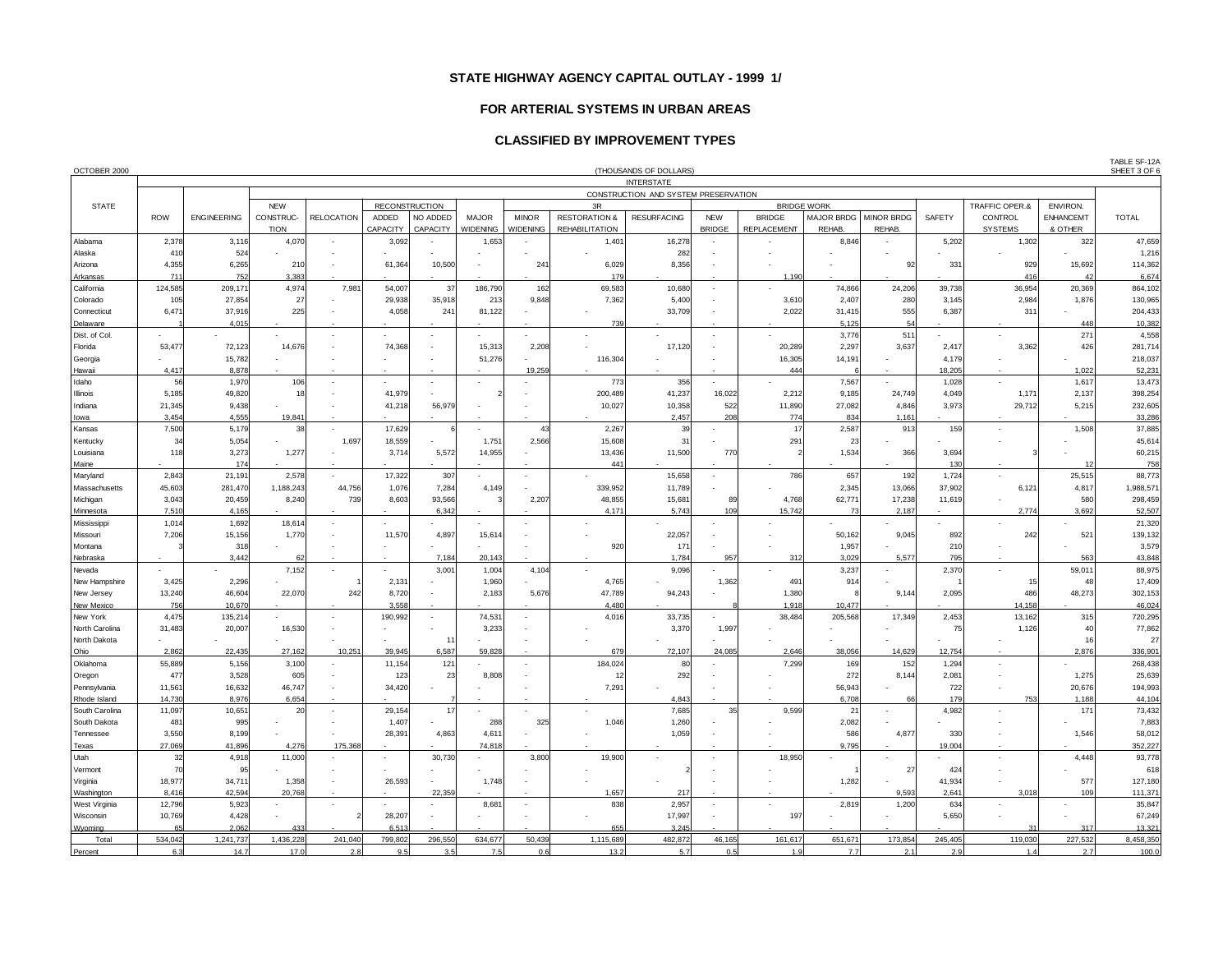# STATE HIGHWAY AGENCY CAPITAL OUTLAY - 1999 1/

## FOR ARTERIAL SYSTEMS IN URBAN AREAS

### CLASSIFIED BY IMPROVEMENT TYPES

OCTOBER 2000 — (THOUSANDS OF DOLLARS) — TABLE SF-12A SHEET 3 OF 6

INTERSTATE — CONSTRUCTION AND SYSTEM PRESERVATION

| STATE | ROW | ENGINEERING | NEW CONSTRUCTION | RELOCATION | RECONSTRUCTION ADDED CAPACITY | RECONSTRUCTION NO ADDED CAPACITY | MAJOR WIDENING | 3R MINOR WIDENING | 3R RESTORATION & REHABILITATION | 3R RESURFACING | BRIDGE WORK NEW BRIDGE | BRIDGE WORK BRIDGE REPLACEMENT | BRIDGE WORK MAJOR BRDG REHAB. | BRIDGE WORK MINOR BRDG REHAB. | SAFETY | TRAFFIC OPER.& CONTROL SYSTEMS | ENVIRON. ENHANCEMT & OTHER | TOTAL |
|---|---|---|---|---|---|---|---|---|---|---|---|---|---|---|---|---|---|---|
| Alabama | 2,378 | 3,116 | 4,070 | - | 3,092 | - | 1,653 | - | 1,401 | 16,278 | - | - | 8,846 | - | 5,202 | 1,302 | 322 | 47,659 |
| Alaska | 410 | 524 | - | - | - | - | - | - | - | 282 | - | - | - | - | - | - | - | 1,216 |
| Arizona | 4,355 | 6,265 | 210 | - | 61,364 | 10,500 | - | 241 | 6,029 | 8,356 | - | - | - | 92 | 331 | 929 | 15,692 | 114,362 |
| Arkansas | 711 | 752 | 3,383 | - | - | - | - | - | 179 | - | - | 1,190 | - | - | - | 416 | 42 | 6,674 |
| California | 124,585 | 209,171 | 4,974 | 7,981 | 54,007 | 37 | 186,790 | 162 | 69,583 | 10,680 | - | - | 74,866 | 24,206 | 39,738 | 36,954 | 20,369 | 864,102 |
| Colorado | 105 | 27,854 | 27 | - | 29,938 | 35,918 | 213 | 9,848 | 7,362 | 5,400 | - | 3,610 | 2,407 | 280 | 3,145 | 2,984 | 1,876 | 130,965 |
| Connecticut | 6,471 | 37,916 | 225 | - | 4,058 | 241 | 81,122 | - | - | 33,709 | - | 2,022 | 31,415 | 555 | 6,387 | 311 | - | 204,433 |
| Delaware | 1 | 4,015 | - | - | - | - | - | - | 739 | - | - | - | 5,125 | 54 | - | - | 448 | 10,382 |
| Dist. of Col. | - | - | - | - | - | - | - | - | - | - | - | - | 3,776 | 511 | - | - | 271 | 4,558 |
| Florida | 53,477 | 72,123 | 14,676 | - | 74,368 | - | 15,313 | 2,208 | - | 17,120 | - | 20,289 | 2,297 | 3,637 | 2,417 | 3,362 | 426 | 281,714 |
| Georgia | - | 15,782 | - | - | - | - | 51,276 | - | 116,304 | - | - | 16,305 | 14,191 | - | 4,179 | - | - | 218,037 |
| Hawaii | 4,417 | 8,878 | - | - | - | - | - | 19,259 | - | - | - | 444 | 6 | - | 18,205 | - | 1,022 | 52,231 |
| Idaho | 56 | 1,970 | 106 | - | - | - | - | - | 773 | 356 | - | - | 7,567 | - | 1,028 | - | 1,617 | 13,473 |
| Illinois | 5,185 | 49,820 | 18 | - | 41,979 | - | 2 | - | 200,489 | 41,237 | 16,022 | 2,212 | 9,185 | 24,749 | 4,049 | 1,171 | 2,137 | 398,254 |
| Indiana | 21,345 | 9,438 | - | - | 41,218 | 56,979 | - | - | 10,027 | 10,358 | 522 | 11,890 | 27,082 | 4,846 | 3,973 | 29,712 | 5,215 | 232,605 |
| Iowa | 3,454 | 4,555 | 19,841 | - | - | - | - | - | - | 2,457 | 208 | 774 | 834 | 1,161 | - | - | - | 33,286 |
| Kansas | 7,500 | 5,179 | 38 | - | 17,629 | 6 | - | 43 | 2,267 | 39 | - | 17 | 2,587 | 913 | 159 | - | 1,508 | 37,885 |
| Kentucky | 34 | 5,054 | - | 1,697 | 18,559 | - | 1,751 | 2,566 | 15,608 | 31 | - | 291 | 23 | - | - | - | - | 45,614 |
| Louisiana | 118 | 3,273 | 1,277 | - | 3,714 | 5,572 | 14,955 | - | 13,436 | 11,500 | 770 | 2 | 1,534 | 366 | 3,694 | 3 | - | 60,215 |
| Maine | - | 174 | - | - | - | - | - | - | 441 | - | - | - | - | - | 130 | - | 12 | 758 |
| Maryland | 2,843 | 21,191 | 2,578 | - | 17,322 | 307 | - | - | - | 15,658 | - | 786 | 657 | 192 | 1,724 | - | 25,515 | 88,773 |
| Massachusetts | 45,603 | 281,470 | 1,188,243 | 44,756 | 1,076 | 7,284 | 4,149 | - | 339,952 | 11,789 | - | - | 2,345 | 13,066 | 37,902 | 6,121 | 4,817 | 1,988,571 |
| Michigan | 3,043 | 20,459 | 8,240 | 739 | 8,603 | 93,566 | 3 | 2,207 | 48,855 | 15,681 | 89 | 4,768 | 62,771 | 17,238 | 11,619 | - | 580 | 298,459 |
| Minnesota | 7,510 | 4,165 | - | - | - | 6,342 | - | - | 4,171 | 5,743 | 109 | 15,742 | 73 | 2,187 | - | 2,774 | 3,692 | 52,507 |
| Mississippi | 1,014 | 1,692 | 18,614 | - | - | - | - | - | - | - | - | - | - | - | - | - | - | 21,320 |
| Missouri | 7,206 | 15,156 | 1,770 | - | 11,570 | 4,897 | 15,614 | - | - | 22,057 | - | - | 50,162 | 9,045 | 892 | 242 | 521 | 139,132 |
| Montana | 3 | 318 | - | - | - | - | - | - | 920 | 171 | - | - | 1,957 | - | 210 | - | - | 3,579 |
| Nebraska | - | 3,442 | 62 | - | - | 7,184 | 20,143 | - | - | 1,784 | 957 | 312 | 3,029 | 5,577 | 795 | - | 563 | 43,848 |
| Nevada | - | - | 7,152 | - | - | 3,001 | 1,004 | 4,104 | - | 9,096 | - | - | 3,237 | - | 2,370 | - | 59,011 | 88,975 |
| New Hampshire | 3,425 | 2,296 | - | 1 | 2,131 | - | 1,960 | - | 4,765 | - | 1,362 | 491 | 914 | - | 1 | 15 | 48 | 17,409 |
| New Jersey | 13,240 | 46,604 | 22,070 | 242 | 8,720 | - | 2,183 | 5,676 | 47,789 | 94,243 | - | 1,380 | 8 | 9,144 | 2,095 | 486 | 48,273 | 302,153 |
| New Mexico | 756 | 10,670 | - | - | 3,558 | - | - | - | 4,480 | - | 8 | 1,918 | 10,477 | - | - | 14,158 | - | 46,024 |
| New York | 4,475 | 135,214 | - | - | 190,992 | - | 74,531 | - | 4,016 | 33,735 | - | 38,484 | 205,568 | 17,349 | 2,453 | 13,162 | 315 | 720,295 |
| North Carolina | 31,483 | 20,007 | 16,530 | - | - | - | 3,233 | - | - | 3,370 | 1,997 | - | - | - | 75 | 1,126 | 40 | 77,862 |
| North Dakota | - | - | - | - | - | 11 | - | - | - | - | - | - | - | - | - | - | 16 | 27 |
| Ohio | 2,862 | 22,435 | 27,162 | 10,251 | 39,945 | 6,587 | 59,828 | - | 679 | 72,107 | 24,085 | 2,646 | 38,056 | 14,629 | 12,754 | - | 2,876 | 336,901 |
| Oklahoma | 55,889 | 5,156 | 3,100 | - | 11,154 | 121 | - | - | 184,024 | 80 | - | 7,299 | 169 | 152 | 1,294 | - | - | 268,438 |
| Oregon | 477 | 3,528 | 605 | - | 123 | 23 | 8,808 | - | 12 | 292 | - | - | 272 | 8,144 | 2,081 | - | 1,275 | 25,639 |
| Pennsylvania | 11,561 | 16,632 | 46,747 | - | 34,420 | - | - | - | 7,291 | - | - | - | 56,943 | - | 722 | - | 20,676 | 194,993 |
| Rhode Island | 14,730 | 8,976 | 6,654 | - | - | 7 | - | - | - | 4,843 | - | - | 6,708 | 66 | 179 | 753 | 1,188 | 44,104 |
| South Carolina | 11,097 | 10,651 | 20 | - | 29,154 | 17 | - | - | - | 7,685 | 35 | 9,599 | 21 | - | 4,982 | - | 171 | 73,432 |
| South Dakota | 481 | 995 | - | - | 1,407 | - | 288 | 325 | 1,046 | 1,260 | - | - | 2,082 | - | - | - | - | 7,883 |
| Tennessee | 3,550 | 8,199 | - | - | 28,391 | 4,863 | 4,611 | - | - | 1,059 | - | - | 586 | 4,877 | 330 | - | 1,546 | 58,012 |
| Texas | 27,069 | 41,896 | 4,276 | 175,368 | - | - | 74,818 | - | - | - | - | - | 9,795 | - | 19,004 | - | - | 352,227 |
| Utah | 32 | 4,918 | 11,000 | - | - | 30,730 | - | 3,800 | 19,900 | - | - | 18,950 | - | - | - | - | 4,448 | 93,778 |
| Vermont | 70 | 95 | - | - | - | - | - | - | - | 2 | - | - | 1 | 27 | 424 | - | - | 618 |
| Virginia | 18,977 | 34,711 | 1,358 | - | 26,593 | - | 1,748 | - | - | - | - | - | 1,282 | - | 41,934 | - | 577 | 127,180 |
| Washington | 8,416 | 42,594 | 20,768 | - | - | 22,359 | - | - | 1,657 | 217 | - | - | - | 9,593 | 2,641 | 3,018 | 109 | 111,371 |
| West Virginia | 12,796 | 5,923 | - | - | - | - | 8,681 | - | 838 | 2,957 | - | - | 2,819 | 1,200 | 634 | - | - | 35,847 |
| Wisconsin | 10,769 | 4,428 | - | 2 | 28,207 | - | - | - | - | 17,997 | - | 197 | - | - | 5,650 | - | - | 67,249 |
| Wyoming | 65 | 2,062 | 433 | - | 6,513 | - | - | - | 655 | 3,245 | - | - | - | - | - | 31 | 317 | 13,321 |
| Total | 534,042 | 1,241,737 | 1,436,228 | 241,040 | 799,802 | 296,550 | 634,677 | 50,439 | 1,115,689 | 482,872 | 46,165 | 161,617 | 651,671 | 173,854 | 245,405 | 119,030 | 227,532 | 8,458,350 |
| Percent | 6.3 | 14.7 | 17.0 | 2.8 | 9.5 | 3.5 | 7.5 | 0.6 | 13.2 | 5.7 | 0.5 | 1.9 | 7.7 | 2.1 | 2.9 | 1.4 | 2.7 | 100.0 |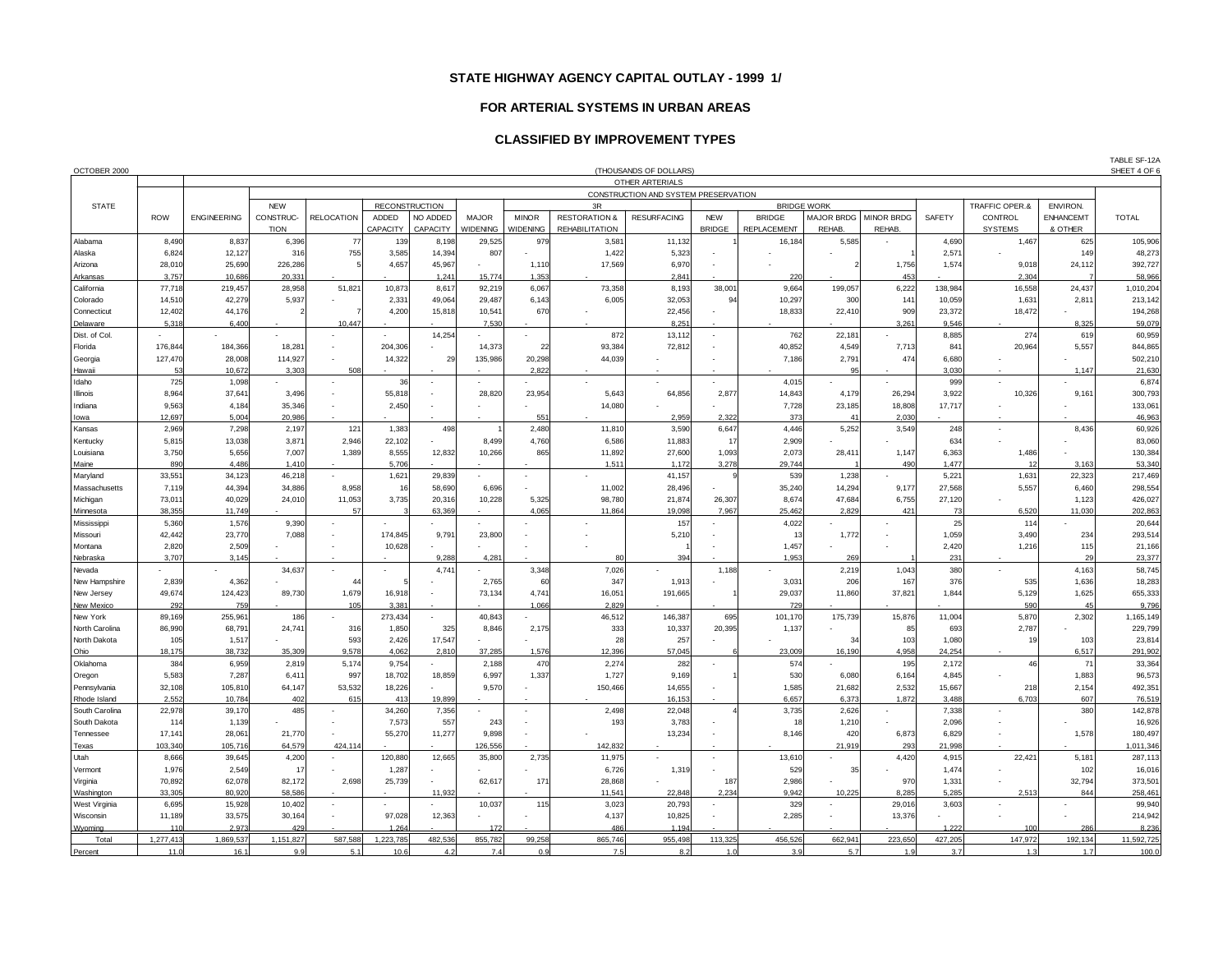# STATE HIGHWAY AGENCY CAPITAL OUTLAY - 1999 1/

## FOR ARTERIAL SYSTEMS IN URBAN AREAS

## CLASSIFIED BY IMPROVEMENT TYPES

OCTOBER 2000

(THOUSANDS OF DOLLARS)

TABLE SF-12A
SHEET 4 OF 6

| STATE | | OTHER ARTERIALS | | | | | | | | | | | | | | | | | |
|---|---|---|---|---|---|---|---|---|---|---|---|---|---|---|---|---|---|---|---|
| | | CONSTRUCTION AND SYSTEM PRESERVATION | | | | | | | | | | | | | | | | | |
| | ROW | ENGINEERING | NEW CONSTRUCTION | RELOCATION | RECONSTRUCTION | | MAJOR WIDENING | 3R | | | BRIDGE WORK | | | | SAFETY | TRAFFIC OPER.& CONTROL SYSTEMS | ENVIRON. ENHANCEMT & OTHER | TOTAL |
| | | | | | ADDED CAPACITY | NO ADDED CAPACITY | | MINOR WIDENING | RESTORATION & REHABILITATION | RESURFACING | NEW BRIDGE | BRIDGE REPLACEMENT | MAJOR BRDG REHAB. | MINOR BRDG REHAB. | | | | |
| Alabama | 8,490 | 8,837 | 6,396 | 77 | 139 | 8,198 | 29,525 | 979 | 3,581 | 11,132 | 1 | 16,184 | 5,585 | - | 4,690 | 1,467 | 625 | 105,906 |
| Alaska | 6,824 | 12,127 | 316 | 755 | 3,585 | 14,394 | 807 | - | 1,422 | 5,323 | - | - | - | 1 | 2,571 | - | 149 | 48,273 |
| Arizona | 28,010 | 25,690 | 226,286 | 5 | 4,657 | 45,967 | - | 1,110 | 17,569 | 6,970 | - | - | 2 | 1,756 | 1,574 | 9,018 | 24,112 | 392,727 |
| Arkansas | 3,757 | 10,686 | 20,331 | - | - | 1,241 | 15,774 | 1,353 | - | 2,841 | - | 220 | - | 453 | - | 2,304 | 7 | 58,966 |
| California | 77,718 | 219,457 | 28,958 | 51,821 | 10,873 | 8,617 | 92,219 | 6,067 | 73,358 | 8,193 | 38,001 | 9,664 | 199,057 | 6,222 | 138,984 | 16,558 | 24,437 | 1,010,204 |
| Colorado | 14,510 | 42,279 | 5,937 | - | 2,331 | 49,064 | 29,487 | 6,143 | 6,005 | 32,053 | 94 | 10,297 | 300 | 141 | 10,059 | 1,631 | 2,811 | 213,142 |
| Connecticut | 12,402 | 44,176 | 2 | 7 | 4,200 | 15,818 | 10,541 | 670 | - | 22,456 | - | 18,833 | 22,410 | 909 | 23,372 | 18,472 | - | 194,268 |
| Delaware | 5,318 | 6,400 | - | 10,447 | - | - | 7,530 | - | - | 8,251 | - | - | - | 3,261 | 9,546 | - | 8,325 | 59,079 |
| Dist. of Col. | - | - | - | - | - | 14,254 | - | - | 872 | 13,112 | - | 762 | 22,181 | - | 8,885 | 274 | 619 | 60,959 |
| Florida | 176,844 | 184,366 | 18,281 | - | 204,306 | - | 14,373 | 22 | 93,384 | 72,812 | - | 40,852 | 4,549 | 7,713 | 841 | 20,964 | 5,557 | 844,865 |
| Georgia | 127,470 | 28,008 | 114,927 | - | 14,322 | 29 | 135,986 | 20,298 | 44,039 | - | - | 7,186 | 2,791 | 474 | 6,680 | - | - | 502,210 |
| Hawaii | 53 | 10,672 | 3,303 | 508 | - | - | - | 2,822 | - | - | - | - | 95 | - | 3,030 | - | 1,147 | 21,630 |
| Idaho | 725 | 1,098 | - | - | 36 | - | - | - | - | - | - | 4,015 | - | - | 999 | - | - | 6,874 |
| Illinois | 8,964 | 37,641 | 3,496 | - | 55,818 | - | 28,820 | 23,954 | 5,643 | 64,856 | 2,877 | 14,843 | 4,179 | 26,294 | 3,922 | 10,326 | 9,161 | 300,793 |
| Indiana | 9,563 | 4,184 | 35,346 | - | 2,450 | - | - | - | 14,080 | - | - | 7,728 | 23,185 | 18,808 | 17,717 | - | - | 133,061 |
| Iowa | 12,697 | 5,004 | 20,986 | - | - | - | - | 551 | - | 2,959 | 2,322 | 373 | 41 | 2,030 | - | - | - | 46,963 |
| Kansas | 2,969 | 7,298 | 2,197 | 121 | 1,383 | 498 | 1 | 2,480 | 11,810 | 3,590 | 6,647 | 4,446 | 5,252 | 3,549 | 248 | - | 8,436 | 60,926 |
| Kentucky | 5,815 | 13,038 | 3,871 | 2,946 | 22,102 | - | 8,499 | 4,760 | 6,586 | 11,883 | 17 | 2,909 | - | - | 634 | - | - | 83,060 |
| Louisiana | 3,750 | 5,656 | 7,007 | 1,389 | 8,555 | 12,832 | 10,266 | 865 | 11,892 | 27,600 | 1,093 | 2,073 | 28,411 | 1,147 | 6,363 | 1,486 | - | 130,384 |
| Maine | 890 | 4,486 | 1,410 | - | 5,706 | - | - | - | 1,511 | 1,172 | 3,278 | 29,744 | 1 | 490 | 1,477 | 12 | 3,163 | 53,340 |
| Maryland | 33,551 | 34,123 | 46,218 | - | 1,621 | 29,839 | - | - | - | 41,157 | 9 | 539 | 1,238 | - | 5,221 | 1,631 | 22,323 | 217,469 |
| Massachusetts | 7,119 | 44,394 | 34,886 | 8,958 | 16 | 58,690 | 6,696 | - | 11,002 | 28,496 | - | 35,240 | 14,294 | 9,177 | 27,568 | 5,557 | 6,460 | 298,554 |
| Michigan | 73,011 | 40,029 | 24,010 | 11,053 | 3,735 | 20,316 | 10,228 | 5,325 | 98,780 | 21,874 | 26,307 | 8,674 | 47,684 | 6,755 | 27,120 | - | 1,123 | 426,027 |
| Minnesota | 38,355 | 11,749 | - | 57 | 3 | 63,369 | - | 4,065 | 11,864 | 19,098 | 7,967 | 25,462 | 2,829 | 421 | 73 | 6,520 | 11,030 | 202,863 |
| Mississippi | 5,360 | 1,576 | 9,390 | - | - | - | - | - | - | 157 | - | 4,022 | - | - | 25 | 114 | - | 20,644 |
| Missouri | 42,442 | 23,770 | 7,088 | - | 174,845 | 9,791 | 23,800 | - | - | 5,210 | - | 13 | 1,772 | - | 1,059 | 3,490 | 234 | 293,514 |
| Montana | 2,820 | 2,509 | - | - | 10,628 | - | - | - | - | 1 | - | 1,457 | - | - | 2,420 | 1,216 | 115 | 21,166 |
| Nebraska | 3,707 | 3,145 | - | - | - | 9,288 | 4,281 | - | 80 | 394 | - | 1,953 | 269 | 1 | 231 | - | 29 | 23,377 |
| Nevada | - | - | 34,637 | - | - | 4,741 | - | 3,348 | 7,026 | - | 1,188 | - | 2,219 | 1,043 | 380 | - | 4,163 | 58,745 |
| New Hampshire | 2,839 | 4,362 | - | 44 | 5 | - | 2,765 | 60 | 347 | 1,913 | - | 3,031 | 206 | 167 | 376 | 535 | 1,636 | 18,283 |
| New Jersey | 49,674 | 124,423 | 89,730 | 1,679 | 16,918 | - | 73,134 | 4,741 | 16,051 | 191,665 | 1 | 29,037 | 11,860 | 37,821 | 1,844 | 5,129 | 1,625 | 655,333 |
| New Mexico | 292 | 759 | - | 105 | 3,381 | - | - | 1,066 | 2,829 | - | - | 729 | - | - | - | 590 | 45 | 9,796 |
| New York | 89,169 | 255,961 | 186 | - | 273,434 | - | 40,843 | - | 46,512 | 146,387 | 695 | 101,170 | 175,739 | 15,876 | 11,004 | 5,870 | 2,302 | 1,165,149 |
| North Carolina | 86,990 | 68,791 | 24,741 | 316 | 1,850 | 325 | 8,846 | 2,175 | 333 | 10,337 | 20,395 | 1,137 | - | 85 | 693 | 2,787 | - | 229,799 |
| North Dakota | 105 | 1,517 | - | 593 | 2,426 | 17,547 | - | - | 28 | 257 | - | - | 34 | 103 | 1,080 | 19 | 103 | 23,814 |
| Ohio | 18,175 | 38,732 | 35,309 | 9,578 | 4,062 | 2,810 | 37,285 | 1,576 | 12,396 | 57,045 | 6 | 23,009 | 16,190 | 4,958 | 24,254 | - | 6,517 | 291,902 |
| Oklahoma | 384 | 6,959 | 2,819 | 5,174 | 9,754 | - | 2,188 | 470 | 2,274 | 282 | - | 574 | - | 195 | 2,172 | 46 | 71 | 33,364 |
| Oregon | 5,583 | 7,287 | 6,411 | 997 | 18,702 | 18,859 | 6,997 | 1,337 | 1,727 | 9,169 | 1 | 530 | 6,080 | 6,164 | 4,845 | - | 1,883 | 96,573 |
| Pennsylvania | 32,108 | 105,810 | 64,147 | 53,532 | 18,226 | - | 9,570 | - | 150,466 | 14,655 | - | 1,585 | 21,682 | 2,532 | 15,667 | 218 | 2,154 | 492,351 |
| Rhode Island | 2,552 | 10,784 | 402 | 615 | 413 | 19,899 | - | - | - | 16,153 | - | 6,657 | 6,373 | 1,872 | 3,488 | 6,703 | 607 | 76,519 |
| South Carolina | 22,978 | 39,170 | 485 | - | 34,260 | 7,356 | - | - | 2,498 | 22,048 | 4 | 3,735 | 2,626 | - | 7,338 | - | 380 | 142,878 |
| South Dakota | 114 | 1,139 | - | - | 7,573 | 557 | 243 | - | 193 | 3,783 | - | 18 | 1,210 | - | 2,096 | - | - | 16,926 |
| Tennessee | 17,141 | 28,061 | 21,770 | - | 55,270 | 11,277 | 9,898 | - | - | 13,234 | - | 8,146 | 420 | 6,873 | 6,829 | - | 1,578 | 180,497 |
| Texas | 103,340 | 105,716 | 64,579 | 424,114 | - | - | 126,556 | - | 142,832 | - | - | - | 21,919 | 293 | 21,998 | - | - | 1,011,346 |
| Utah | 8,666 | 39,645 | 4,200 | - | 120,880 | 12,665 | 35,800 | 2,735 | 11,975 | - | - | 13,610 | - | 4,420 | 4,915 | 22,421 | 5,181 | 287,113 |
| Vermont | 1,976 | 2,549 | 17 | - | 1,287 | - | - | - | 6,726 | 1,319 | - | 529 | 35 | - | 1,474 | - | 102 | 16,016 |
| Virginia | 70,892 | 62,078 | 82,172 | 2,698 | 25,739 | - | 62,617 | 171 | 28,868 | - | 187 | 2,986 | - | 970 | 1,331 | - | 32,794 | 373,501 |
| Washington | 33,305 | 80,920 | 58,586 | - | - | 11,932 | - | - | 11,541 | 22,848 | 2,234 | 9,942 | 10,225 | 8,285 | 5,285 | 2,513 | 844 | 258,461 |
| West Virginia | 6,695 | 15,928 | 10,402 | - | - | - | 10,037 | 115 | 3,023 | 20,793 | - | 329 | - | 29,016 | 3,603 | - | - | 99,940 |
| Wisconsin | 11,189 | 33,575 | 30,164 | - | 97,028 | 12,363 | - | - | 4,137 | 10,825 | - | 2,285 | - | 13,376 | - | - | - | 214,942 |
| Wyoming | 110 | 2,973 | 429 | - | 1,264 | - | 172 | - | 486 | 1,194 | - | - | - | - | 1,222 | 100 | 286 | 8,236 |
| Total | 1,277,413 | 1,869,537 | 1,151,827 | 587,588 | 1,223,785 | 482,536 | 855,782 | 99,258 | 865,746 | 955,498 | 113,325 | 456,526 | 662,941 | 223,650 | 427,205 | 147,972 | 192,134 | 11,592,725 |
| Percent | 11.0 | 16.1 | 9.9 | 5.1 | 10.6 | 4.2 | 7.4 | 0.9 | 7.5 | 8.2 | 1.0 | 3.9 | 5.7 | 1.9 | 3.7 | 1.3 | 1.7 | 100.0 |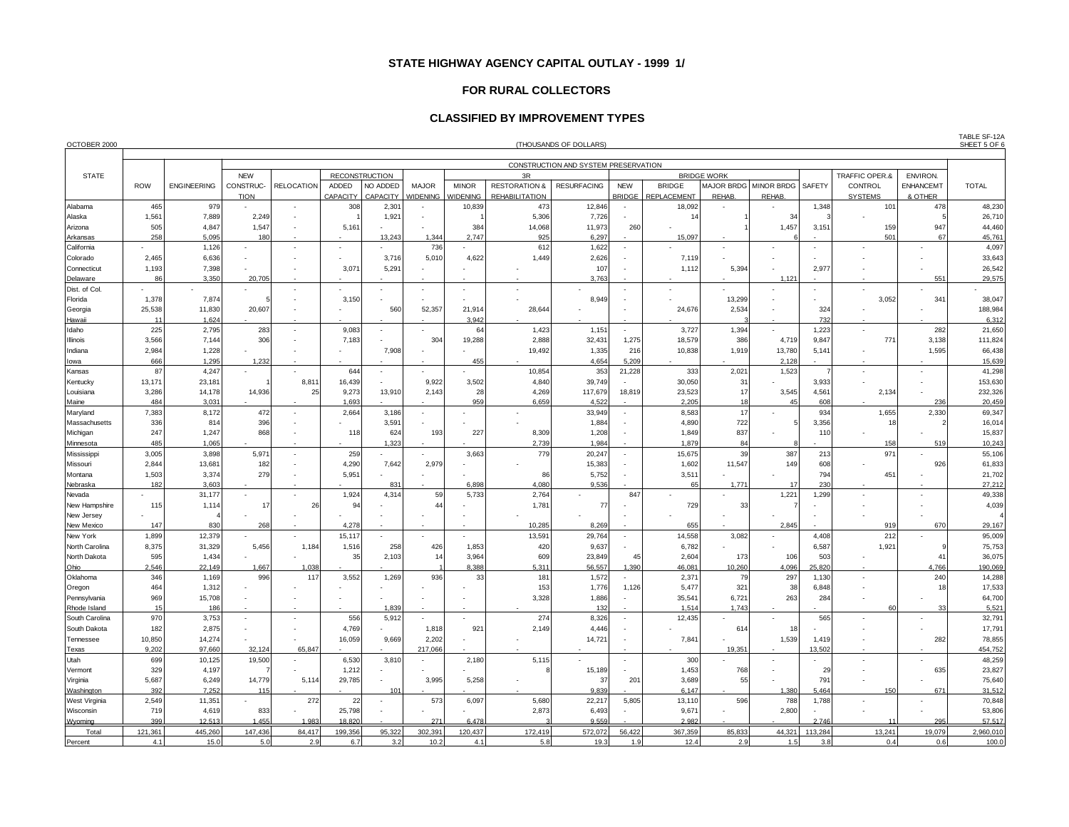# STATE HIGHWAY AGENCY CAPITAL OUTLAY - 1999 1/

## FOR RURAL COLLECTORS

## CLASSIFIED BY IMPROVEMENT TYPES

OCTOBER 2000 (THOUSANDS OF DOLLARS) TABLE SF-12A SHEET 5 OF 6

| STATE | ROW | ENGINEERING | CONSTRUCTION AND SYSTEM PRESERVATION | | | | | | | | | | | | | | | | TOTAL |
|---|---|---|---|---|---|---|---|---|---|---|---|---|---|---|---|---|---|---|---|
| | | | NEW CONSTRUC-TION | RELOCATION | RECONSTRUCTION | | MAJOR WIDENING | 3R | | | BRIDGE WORK | | | | SAFETY | TRAFFIC OPER.& CONTROL SYSTEMS | ENVIRON. ENHANCEMT & OTHER | |
| | | | | | ADDED CAPACITY | NO ADDED CAPACITY | | MINOR WIDENING | RESTORATION & REHABILITATION | RESURFACING | NEW BRIDGE | BRIDGE REPLACEMENT | MAJOR BRDG REHAB. | MINOR BRDG REHAB. | | | | |
| Alabama | 465 | 979 | - | - | 308 | 2,301 | - | 10,839 | 473 | 12,846 | - | 18,092 | - | - | 1,348 | 101 | 478 | 48,230 |
| Alaska | 1,561 | 7,889 | 2,249 | - | 1 | 1,921 | - | 1 | 5,306 | 7,726 | - | 14 | 1 | 34 | 3 | - | 5 | 26,710 |
| Arizona | 505 | 4,847 | 1,547 | - | 5,161 | - | - | 384 | 14,068 | 11,973 | 260 | - | 1 | 1,457 | 3,151 | 159 | 947 | 44,460 |
| Arkansas | 258 | 5,095 | 180 | - | - | 13,243 | 1,344 | 2,747 | 925 | 6,297 | - | 15,097 | - | 6 | - | 501 | 67 | 45,761 |
| California | - | 1,126 | - | - | - | - | 736 | - | 612 | 1,622 | - | - | - | - | - | - | - | 4,097 |
| Colorado | 2,465 | 6,636 | - | - | - | 3,716 | 5,010 | 4,622 | 1,449 | 2,626 | - | 7,119 | - | - | - | - | - | 33,643 |
| Connecticut | 1,193 | 7,398 | - | - | 3,071 | 5,291 | - | - | - | 107 | - | 1,112 | 5,394 | - | 2,977 | - | - | 26,542 |
| Delaware | 86 | 3,350 | 20,705 | - | - | - | - | - | - | 3,763 | - | - | - | 1,121 | - | - | 551 | 29,575 |
| Dist. of Col. | - | - | - | - | - | - | - | - | - | - | - | - | - | - | - | - | - | - |
| Florida | 1,378 | 7,874 | 5 | - | 3,150 | - | - | - | - | 8,949 | - | - | 13,299 | - | - | 3,052 | 341 | 38,047 |
| Georgia | 25,538 | 11,830 | 20,607 | - | - | 560 | 52,357 | 21,914 | 28,644 | - | - | 24,676 | 2,534 | - | 324 | - | - | 188,984 |
| Hawaii | 11 | 1,624 | - | - | - | - | - | 3,942 | - | - | - | - | 3 | - | 732 | - | - | 6,312 |
| Idaho | 225 | 2,795 | 283 | - | 9,083 | - | - | 64 | 1,423 | 1,151 | - | 3,727 | 1,394 | - | 1,223 | - | 282 | 21,650 |
| Illinois | 3,566 | 7,144 | 306 | - | 7,183 | - | 304 | 19,288 | 2,888 | 32,431 | 1,275 | 18,579 | 386 | 4,719 | 9,847 | 771 | 3,138 | 111,824 |
| Indiana | 2,984 | 1,228 | - | - | - | 7,908 | - | - | 19,492 | 1,335 | 216 | 10,838 | 1,919 | 13,780 | 5,141 | - | 1,595 | 66,438 |
| Iowa | 666 | 1,295 | 1,232 | - | - | - | - | 455 | - | 4,654 | 5,209 | - | - | 2,128 | - | - | - | 15,639 |
| Kansas | 87 | 4,247 | - | - | 644 | - | - | - | 10,854 | 353 | 21,228 | 333 | 2,021 | 1,523 | 7 | - | - | 41,298 |
| Kentucky | 13,171 | 23,181 | 1 | 8,811 | 16,439 | - | 9,922 | 3,502 | 4,840 | 39,749 | - | 30,050 | 31 | - | 3,933 | - | - | 153,630 |
| Louisiana | 3,286 | 14,178 | 14,936 | 25 | 9,273 | 13,910 | 2,143 | 28 | 4,269 | 117,679 | 18,819 | 23,523 | 17 | 3,545 | 4,561 | 2,134 | - | 232,326 |
| Maine | 484 | 3,031 | - | - | 1,693 | - | - | 959 | 6,659 | 4,522 | - | 2,205 | 18 | 45 | 608 | - | 236 | 20,459 |
| Maryland | 7,383 | 8,172 | 472 | - | 2,664 | 3,186 | - | - | - | 33,949 | - | 8,583 | 17 | - | 934 | 1,655 | 2,330 | 69,347 |
| Massachusetts | 336 | 814 | 396 | - | - | 3,591 | - | - | - | 1,884 | - | 4,890 | 722 | 5 | 3,356 | 18 | 2 | 16,014 |
| Michigan | 247 | 1,247 | 868 | - | 118 | 624 | 193 | 227 | 8,309 | 1,208 | - | 1,849 | 837 | - | 110 | - | - | 15,837 |
| Minnesota | 485 | 1,065 | - | - | - | 1,323 | - | - | 2,739 | 1,984 | - | 1,879 | 84 | 8 | - | 158 | 519 | 10,243 |
| Mississippi | 3,005 | 3,898 | 5,971 | - | 259 | - | - | 3,663 | 779 | 20,247 | - | 15,675 | 39 | 387 | 213 | 971 | - | 55,106 |
| Missouri | 2,844 | 13,681 | 182 | - | 4,290 | 7,642 | 2,979 | - | - | 15,383 | - | 1,602 | 11,547 | 149 | 608 | - | 926 | 61,833 |
| Montana | 1,503 | 3,374 | 279 | - | 5,951 | - | - | - | 86 | 5,752 | - | 3,511 | - | - | 794 | 451 | - | 21,702 |
| Nebraska | 182 | 3,603 | - | - | - | 831 | - | 6,898 | 4,080 | 9,536 | - | 65 | 1,771 | 17 | 230 | - | - | 27,212 |
| Nevada | - | 31,177 | - | - | 1,924 | 4,314 | 59 | 5,733 | 2,764 | - | 847 | - | - | 1,221 | 1,299 | - | - | 49,338 |
| New Hampshire | 115 | 1,114 | 17 | 26 | 94 | - | 44 | - | 1,781 | 77 | - | 729 | 33 | 7 | - | - | - | 4,039 |
| New Jersey | - | 4 | - | - | - | - | - | - | - | - | - | - | - | - | - | - | - | 4 |
| New Mexico | 147 | 830 | 268 | - | 4,278 | - | - | - | 10,285 | 8,269 | - | 655 | - | 2,845 | - | 919 | 670 | 29,167 |
| New York | 1,899 | 12,379 | - | - | 15,117 | - | - | - | 13,591 | 29,764 | - | 14,558 | 3,082 | - | 4,408 | 212 | - | 95,009 |
| North Carolina | 8,375 | 31,329 | 5,456 | 1,184 | 1,516 | 258 | 426 | 1,853 | 420 | 9,637 | - | 6,782 | - | - | 6,587 | 1,921 | 9 | 75,753 |
| North Dakota | 595 | 1,434 | - | - | 35 | 2,103 | 14 | 3,964 | 609 | 23,849 | 45 | 2,604 | 173 | 106 | 503 | - | 41 | 36,075 |
| Ohio | 2,546 | 22,149 | 1,667 | 1,038 | - | - | 1 | 8,388 | 5,311 | 56,557 | 1,390 | 46,081 | 10,260 | 4,096 | 25,820 | - | 4,766 | 190,069 |
| Oklahoma | 346 | 1,169 | 996 | 117 | 3,552 | 1,269 | 936 | 33 | 181 | 1,572 | - | 2,371 | 79 | 297 | 1,130 | - | 240 | 14,288 |
| Oregon | 464 | 1,312 | - | - | - | - | - | - | 153 | 1,776 | 1,126 | 5,477 | 321 | 38 | 6,848 | - | 18 | 17,533 |
| Pennsylvania | 969 | 15,708 | - | - | - | - | - | - | 3,328 | 1,886 | - | 35,541 | 6,721 | 263 | 284 | - | - | 64,700 |
| Rhode Island | 15 | 186 | - | - | - | 1,839 | - | - | - | 132 | - | 1,514 | 1,743 | - | - | 60 | 33 | 5,521 |
| South Carolina | 970 | 3,753 | - | - | 556 | 5,912 | - | - | 274 | 8,326 | - | 12,435 | - | - | 565 | - | - | 32,791 |
| South Dakota | 182 | 2,875 | - | - | 4,769 | - | 1,818 | 921 | 2,149 | 4,446 | - | - | 614 | 18 | - | - | - | 17,791 |
| Tennessee | 10,850 | 14,274 | - | - | 16,059 | 9,669 | 2,202 | - | - | 14,721 | - | 7,841 | - | 1,539 | 1,419 | - | 282 | 78,855 |
| Texas | 9,202 | 97,660 | 32,124 | 65,847 | - | - | 217,066 | - | - | - | - | - | 19,351 | - | 13,502 | - | - | 454,752 |
| Utah | 699 | 10,125 | 19,500 | - | 6,530 | 3,810 | - | 2,180 | 5,115 | - | - | 300 | - | - | - | - | - | 48,259 |
| Vermont | 329 | 4,197 | 7 | - | 1,212 | - | - | - | 8 | 15,189 | - | 1,453 | 768 | - | 29 | - | 635 | 23,827 |
| Virginia | 5,687 | 6,249 | 14,779 | 5,114 | 29,785 | - | 3,995 | 5,258 | - | 37 | 201 | 3,689 | 55 | - | 791 | - | - | 75,640 |
| Washington | 392 | 7,252 | 115 | - | - | 101 | - | - | - | 9,839 | - | 6,147 | - | 1,380 | 5,464 | 150 | 671 | 31,512 |
| West Virginia | 2,549 | 11,351 | - | 272 | 22 | - | 573 | 6,097 | 5,680 | 22,217 | 5,805 | 13,110 | 596 | 788 | 1,788 | - | - | 70,848 |
| Wisconsin | 719 | 4,619 | 833 | - | 25,798 | - | - | - | 2,873 | 6,493 | - | 9,671 | - | 2,800 | - | - | - | 53,806 |
| Wyoming | 399 | 12,513 | 1,455 | 1,983 | 18,820 | - | 271 | 6,478 | 3 | 9,559 | - | 2,982 | - | - | 2,746 | 11 | 295 | 57,517 |
| Total | 121,361 | 445,260 | 147,436 | 84,417 | 199,356 | 95,322 | 302,391 | 120,437 | 172,419 | 572,072 | 56,422 | 367,359 | 85,833 | 44,321 | 113,284 | 13,241 | 19,079 | 2,960,010 |
| Percent | 4.1 | 15.0 | 5.0 | 2.9 | 6.7 | 3.2 | 10.2 | 4.1 | 5.8 | 19.3 | 1.9 | 12.4 | 2.9 | 1.5 | 3.8 | 0.4 | 0.6 | 100.0 |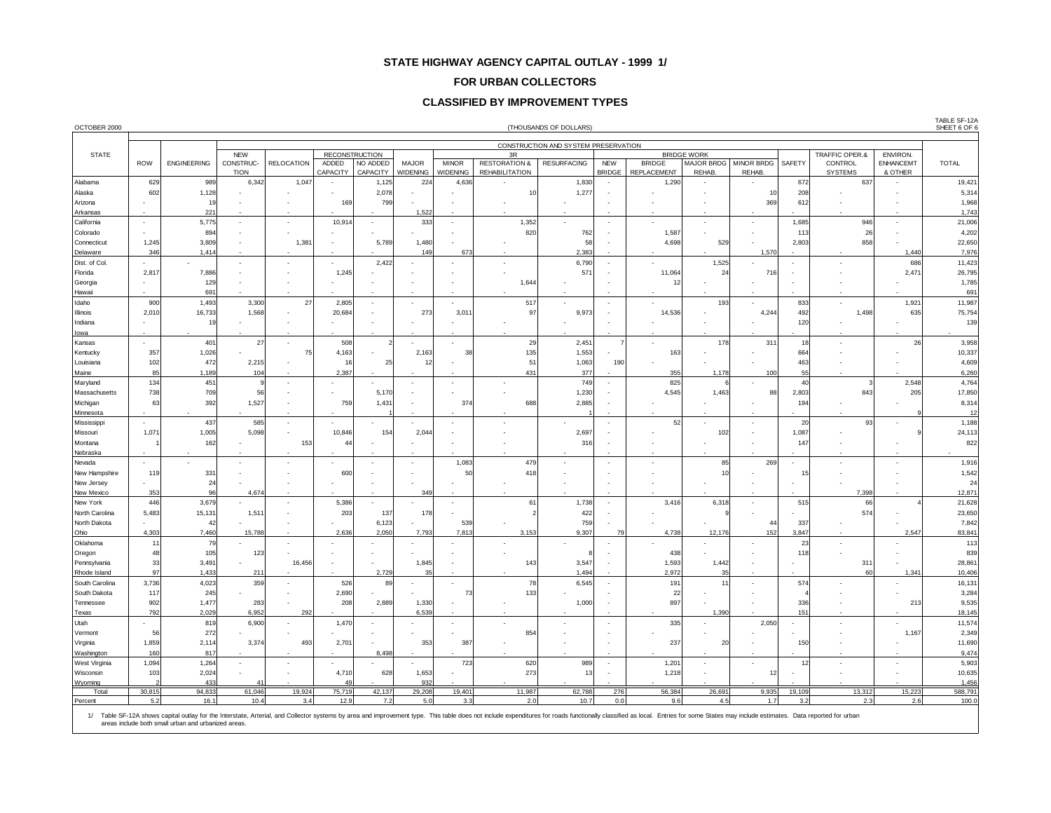# STATE HIGHWAY AGENCY CAPITAL OUTLAY - 1999 1/

## FOR URBAN COLLECTORS

## CLASSIFIED BY IMPROVEMENT TYPES

OCTOBER 2000 (THOUSANDS OF DOLLARS) TABLE SF-12A SHEET 6 OF 6

| STATE | ROW | ENGINEERING | CONSTRUCTION AND SYSTEM PRESERVATION | | | | | | | | | | | | | | | | |
|---|---|---|---|---|---|---|---|---|---|---|---|---|---|---|---|---|---|---|---|
| | | | NEW CONSTRUC-TION | RELOCATION | RECONSTRUCTION | | MAJOR WIDENING | 3R | | | BRIDGE WORK | | | | SAFETY | TRAFFIC OPER.& CONTROL SYSTEMS | ENVIRON. ENHANCEMT & OTHER | TOTAL |
| | | | | | ADDED CAPACITY | NO ADDED CAPACITY | | MINOR WIDENING | RESTORATION & REHABILITATION | RESURFACING | NEW BRIDGE | BRIDGE REPLACEMENT | MAJOR BRDG REHAB. | MINOR BRDG REHAB. | | | | |
| Alabama | 629 | 989 | 6,342 | 1,047 | - | 1,125 | 224 | 4,636 | - | 1,830 | - | 1,290 | - | - | 672 | 637 | - | 19,421 |
| Alaska | 602 | 1,128 | - | - | - | 2,078 | - | - | 10 | 1,277 | - | - | - | 10 | 208 | - | - | 5,314 |
| Arizona | - | 19 | - | - | 169 | 799 | - | - | - | - | - | - | - | 369 | 612 | - | - | 1,968 |
| Arkansas | - | 221 | - | - | - | - | 1,522 | - | - | - | - | - | - | - | - | - | - | 1,743 |
| California | - | 5,775 | - | - | 10,914 | - | 333 | - | 1,352 | - | - | - | - | - | 1,685 | 946 | - | 21,006 |
| Colorado | - | 894 | - | - | - | - | - | - | 820 | 762 | - | 1,587 | - | - | 113 | 26 | - | 4,202 |
| Connecticut | 1,245 | 3,809 | - | 1,381 | - | 5,789 | 1,480 | - | - | 58 | - | 4,698 | 529 | - | 2,803 | 858 | - | 22,650 |
| Delaware | 346 | 1,414 | - | - | - | - | 149 | 673 | - | 2,383 | - | - | - | 1,570 | - | - | 1,440 | 7,976 |
| Dist. of Col. | - | - | - | - | - | 2,422 | - | - | - | 6,790 | - | - | 1,525 | - | - | - | 686 | 11,423 |
| Florida | 2,817 | 7,886 | - | - | 1,245 | - | - | - | - | 571 | - | 11,064 | 24 | 716 | - | - | 2,471 | 26,795 |
| Georgia | - | 129 | - | - | - | - | - | - | 1,644 | - | - | 12 | - | - | - | - | - | 1,785 |
| Hawaii | - | 691 | - | - | - | - | - | - | - | - | - | - | - | - | - | - | - | 691 |
| Idaho | 900 | 1,493 | 3,300 | 27 | 2,805 | - | - | - | 517 | - | - | - | 193 | - | 833 | - | 1,921 | 11,987 |
| Illinois | 2,010 | 16,733 | 1,568 | - | 20,684 | - | 273 | 3,011 | 97 | 9,973 | - | 14,536 | - | 4,244 | 492 | 1,498 | 635 | 75,754 |
| Indiana | - | 19 | - | - | - | - | - | - | - | - | - | - | - | - | 120 | - | - | 139 |
| Iowa | - | - | - | - | - | - | - | - | - | - | - | - | - | - | - | - | - | - |
| Kansas | - | 401 | 27 | - | 508 | 2 | - | - | 29 | 2,451 | 7 | - | 178 | 311 | 18 | - | 26 | 3,958 |
| Kentucky | 357 | 1,026 | - | 75 | 4,163 | - | 2,163 | 38 | 135 | 1,553 | - | 163 | - | - | 664 | - | - | 10,337 |
| Louisiana | 102 | 472 | 2,215 | - | 16 | 25 | 12 | - | 51 | 1,063 | 190 | - | - | - | 463 | - | - | 4,609 |
| Maine | 85 | 1,189 | 104 | - | 2,387 | - | - | - | 431 | 377 | - | 355 | 1,178 | 100 | 55 | - | - | 6,260 |
| Maryland | 134 | 451 | 9 | - | - | - | - | - | - | 749 | - | 825 | 6 | - | 40 | 3 | 2,548 | 4,764 |
| Massachusetts | 738 | 709 | 56 | - | - | 5,170 | - | - | - | 1,230 | - | 4,545 | 1,463 | 88 | 2,803 | 843 | 205 | 17,850 |
| Michigan | 63 | 392 | 1,527 | - | 759 | 1,431 | - | 374 | 688 | 2,885 | - | - | - | - | 194 | - | - | 8,314 |
| Minnesota | - | - | - | - | - | 1 | - | - | - | 1 | - | - | - | - | - | - | 9 | 12 |
| Mississippi | - | 437 | 585 | - | - | - | - | - | - | - | - | 52 | - | - | 20 | 93 | - | 1,188 |
| Missouri | 1,071 | 1,005 | 5,098 | - | 10,846 | 154 | 2,044 | - | - | 2,697 | - | - | 102 | - | 1,087 | - | 9 | 24,113 |
| Montana | 1 | 162 | - | 153 | 44 | - | - | - | - | 316 | - | - | - | - | 147 | - | - | 822 |
| Nebraska | - | - | - | - | - | - | - | - | - | - | - | - | - | - | - | - | - | - |
| Nevada | - | - | - | - | - | - | - | 1,083 | 479 | - | - | - | 85 | 269 | - | - | - | 1,916 |
| New Hampshire | 119 | 331 | - | - | 600 | - | - | 50 | 418 | - | - | - | 10 | - | 15 | - | - | 1,542 |
| New Jersey | - | 24 | - | - | - | - | - | - | - | - | - | - | - | - | - | - | - | 24 |
| New Mexico | 353 | 96 | 4,674 | - | - | - | 349 | - | - | - | - | - | - | - | - | 7,398 | - | 12,871 |
| New York | 446 | 3,679 | - | - | 5,386 | - | - | - | 61 | 1,738 | - | 3,416 | 6,318 | - | 515 | 66 | 4 | 21,628 |
| North Carolina | 5,483 | 15,131 | 1,511 | - | 203 | 137 | 178 | - | 2 | 422 | - | - | 9 | - | - | 574 | - | 23,650 |
| North Dakota | - | 42 | - | - | - | 6,123 | - | 539 | - | 759 | - | - | - | 44 | 337 | - | - | 7,842 |
| Ohio | 4,303 | 7,460 | 15,788 | - | 2,636 | 2,050 | 7,793 | 7,813 | 3,153 | 9,307 | 79 | 4,738 | 12,176 | 152 | 3,847 | - | 2,547 | 83,841 |
| Oklahoma | 11 | 79 | - | - | - | - | - | - | - | - | - | - | - | - | 23 | - | - | 113 |
| Oregon | 48 | 105 | 123 | - | - | - | - | - | - | 8 | - | 438 | - | - | 118 | - | - | 839 |
| Pennsylvania | 33 | 3,491 | - | 16,456 | - | - | 1,845 | - | 143 | 3,547 | - | 1,593 | 1,442 | - | - | 311 | - | 28,861 |
| Rhode Island | 97 | 1,433 | 211 | - | - | 2,729 | 35 | - | - | 1,494 | - | 2,972 | 35 | - | - | 60 | 1,341 | 10,406 |
| South Carolina | 3,736 | 4,023 | 359 | - | 526 | 89 | - | - | 78 | 6,545 | - | 191 | 11 | - | 574 | - | - | 16,131 |
| South Dakota | 117 | 245 | - | - | 2,690 | - | - | 73 | 133 | - | - | 22 | - | - | 4 | - | - | 3,284 |
| Tennessee | 902 | 1,477 | 283 | - | 208 | 2,889 | 1,330 | - | - | 1,000 | - | 897 | - | - | 336 | - | 213 | 9,535 |
| Texas | 792 | 2,029 | 6,952 | 292 | - | - | 6,539 | - | - | - | - | - | 1,390 | - | 151 | - | - | 18,145 |
| Utah | - | 819 | 6,900 | - | 1,470 | - | - | - | - | - | - | 335 | - | 2,050 | - | - | - | 11,574 |
| Vermont | 56 | 272 | - | - | - | - | - | - | 854 | - | - | - | - | - | - | - | 1,167 | 2,349 |
| Virginia | 1,859 | 2,114 | 3,374 | 493 | 2,701 | - | 353 | 387 | - | - | - | 237 | 20 | - | 150 | - | - | 11,690 |
| Washington | 160 | 817 | - | - | - | 8,498 | - | - | - | - | - | - | - | - | - | - | - | 9,474 |
| West Virginia | 1,094 | 1,264 | - | - | - | - | - | 723 | 620 | 989 | - | 1,201 | - | - | 12 | - | - | 5,903 |
| Wisconsin | 103 | 2,024 | - | - | 4,710 | 628 | 1,653 | - | 273 | 13 | - | 1,218 | - | 12 | - | - | - | 10,635 |
| Wyoming | 2 | 433 | 41 | - | 49 | - | 932 | - | - | - | - | - | - | - | - | - | - | 1,456 |
| Total | 30,815 | 94,833 | 61,046 | 19,924 | 75,719 | 42,137 | 29,208 | 19,401 | 11,987 | 62,788 | 276 | 56,384 | 26,691 | 9,935 | 19,109 | 13,312 | 15,223 | 588,791 |
| Percent | 5.2 | 16.1 | 10.4 | 3.4 | 12.9 | 7.2 | 5.0 | 3.3 | 2.0 | 10.7 | 0.0 | 9.6 | 4.5 | 1.7 | 3.2 | 2.3 | 2.6 | 100.0 |

1/ Table SF-12A shows capital outlay for the Interstate, Arterial, and Collector systems by area and improvement type. This table does not include expenditures for roads functionally classified as local. Entries for some States may include estimates. Data reported for urban areas include both small urban and urbanized areas.